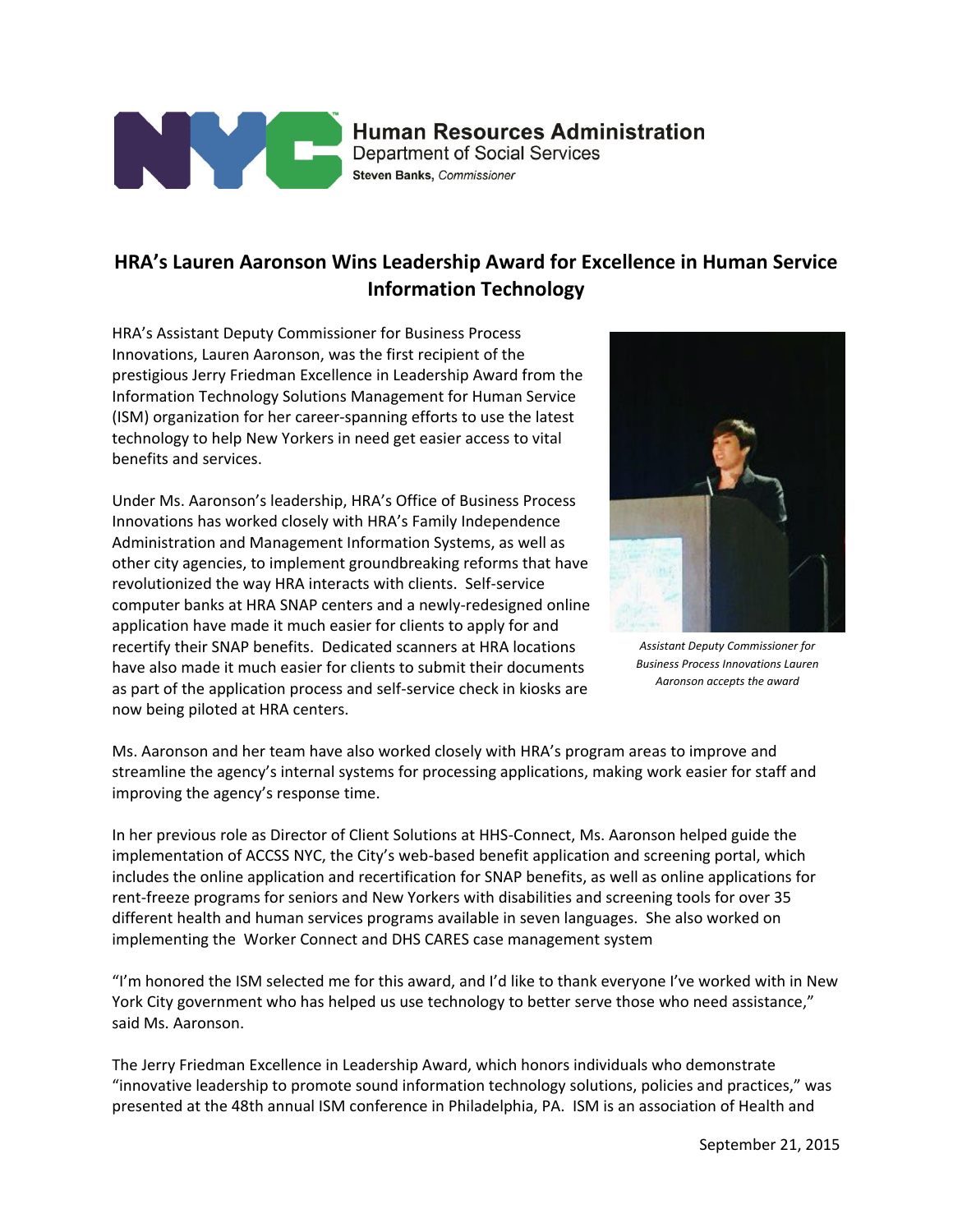Human Resources Administration
Department of Social Services
**Steven Banks,** *Commissioner*

## HRA's Lauren Aaronson Wins Leadership Award for Excellence in Human Service Information Technology

HRA's Assistant Deputy Commissioner for Business Process Innovations, Lauren Aaronson, was the first recipient of the prestigious Jerry Friedman Excellence in Leadership Award from the Information Technology Solutions Management for Human Service (ISM) organization for her career-spanning efforts to use the latest technology to help New Yorkers in need get easier access to vital benefits and services.

Under Ms. Aaronson's leadership, HRA's Office of Business Process Innovations has worked closely with HRA's Family Independence Administration and Management Information Systems, as well as other city agencies, to implement groundbreaking reforms that have revolutionized the way HRA interacts with clients. Self-service computer banks at HRA SNAP centers and a newly-redesigned online application have made it much easier for clients to apply for and recertify their SNAP benefits. Dedicated scanners at HRA locations have also made it much easier for clients to submit their documents as part of the application process and self-service check in kiosks are now being piloted at HRA centers.

*Assistant Deputy Commissioner for Business Process Innovations Lauren Aaronson accepts the award*

Ms. Aaronson and her team have also worked closely with HRA's program areas to improve and streamline the agency's internal systems for processing applications, making work easier for staff and improving the agency's response time.

In her previous role as Director of Client Solutions at HHS-Connect, Ms. Aaronson helped guide the implementation of ACCSS NYC, the City's web-based benefit application and screening portal, which includes the online application and recertification for SNAP benefits, as well as online applications for rent-freeze programs for seniors and New Yorkers with disabilities and screening tools for over 35 different health and human services programs available in seven languages. She also worked on implementing the Worker Connect and DHS CARES case management system

"I'm honored the ISM selected me for this award, and I'd like to thank everyone I've worked with in New York City government who has helped us use technology to better serve those who need assistance," said Ms. Aaronson.

The Jerry Friedman Excellence in Leadership Award, which honors individuals who demonstrate "innovative leadership to promote sound information technology solutions, policies and practices," was presented at the 48th annual ISM conference in Philadelphia, PA. ISM is an association of Health and

September 21, 2015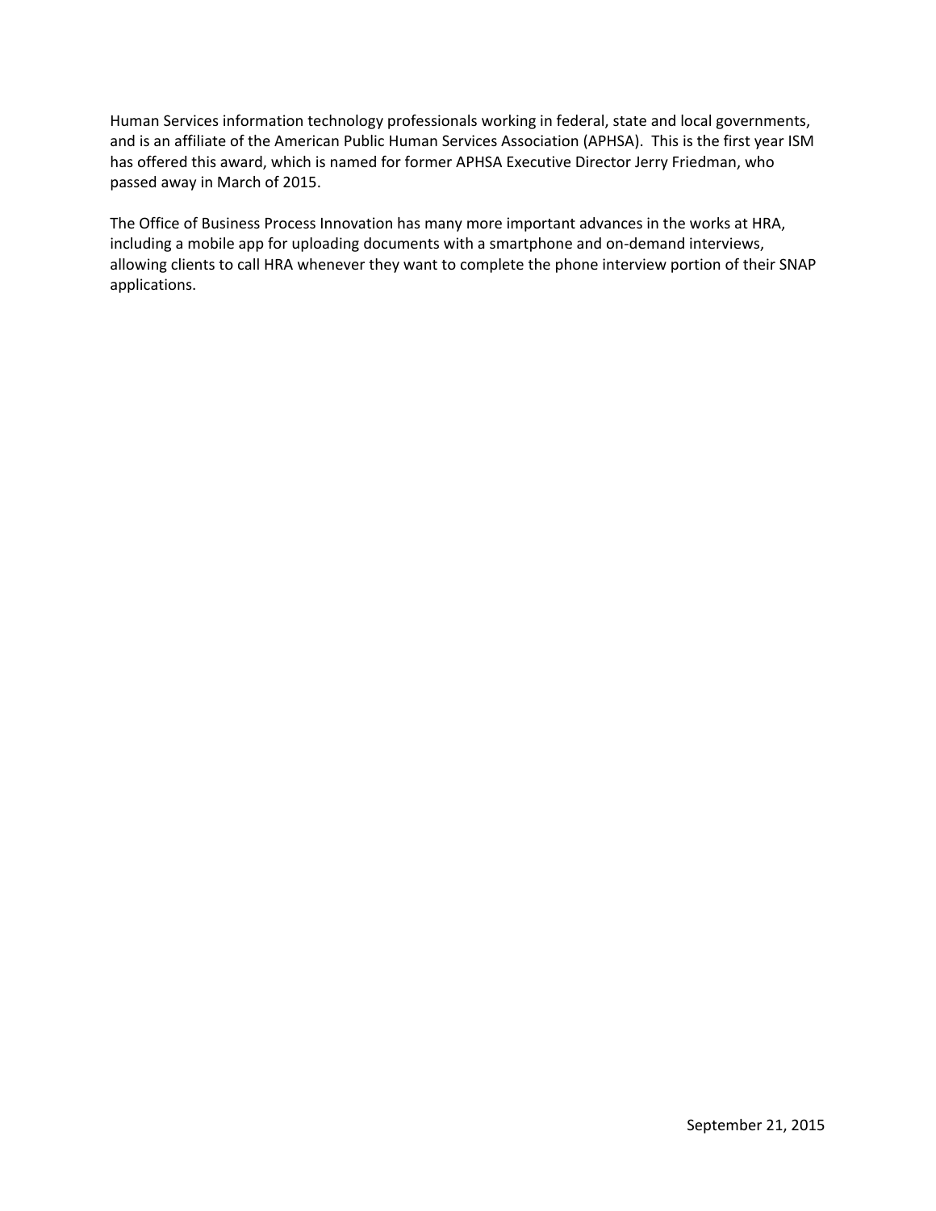Human Services information technology professionals working in federal, state and local governments, and is an affiliate of the American Public Human Services Association (APHSA). This is the first year ISM has offered this award, which is named for former APHSA Executive Director Jerry Friedman, who passed away in March of 2015.

The Office of Business Process Innovation has many more important advances in the works at HRA, including a mobile app for uploading documents with a smartphone and on-demand interviews, allowing clients to call HRA whenever they want to complete the phone interview portion of their SNAP applications.

September 21, 2015